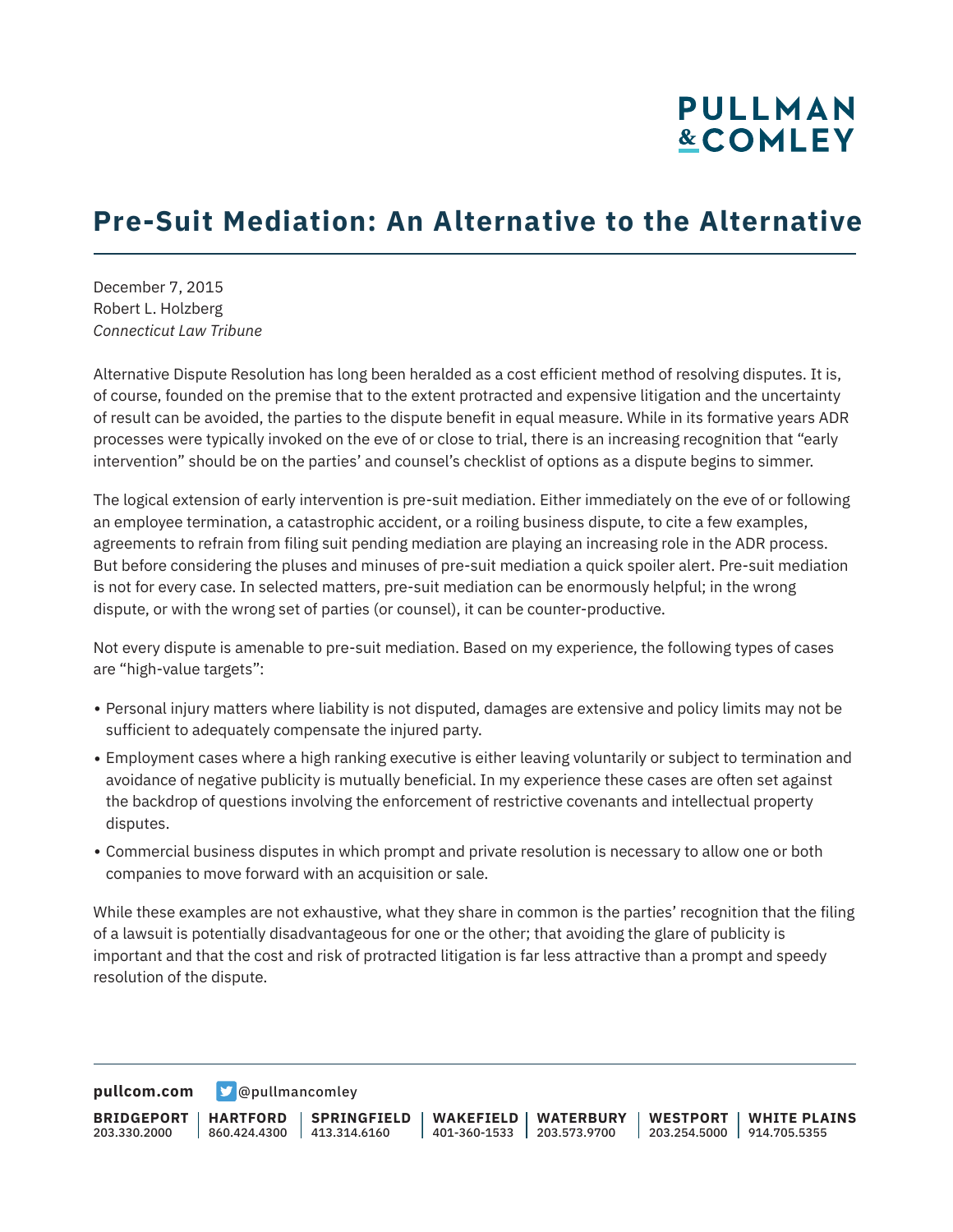# Pre-Suit Mediation: An Alternative to the Alternative

December 7, 2015
Robert L. Holzberg
*Connecticut Law Tribune*

Alternative Dispute Resolution has long been heralded as a cost efficient method of resolving disputes. It is, of course, founded on the premise that to the extent protracted and expensive litigation and the uncertainty of result can be avoided, the parties to the dispute benefit in equal measure. While in its formative years ADR processes were typically invoked on the eve of or close to trial, there is an increasing recognition that "early intervention" should be on the parties' and counsel's checklist of options as a dispute begins to simmer.

The logical extension of early intervention is pre-suit mediation. Either immediately on the eve of or following an employee termination, a catastrophic accident, or a roiling business dispute, to cite a few examples, agreements to refrain from filing suit pending mediation are playing an increasing role in the ADR process. But before considering the pluses and minuses of pre-suit mediation a quick spoiler alert. Pre-suit mediation is not for every case. In selected matters, pre-suit mediation can be enormously helpful; in the wrong dispute, or with the wrong set of parties (or counsel), it can be counter-productive.

Not every dispute is amenable to pre-suit mediation. Based on my experience, the following types of cases are "high-value targets":

- Personal injury matters where liability is not disputed, damages are extensive and policy limits may not be sufficient to adequately compensate the injured party.
- Employment cases where a high ranking executive is either leaving voluntarily or subject to termination and avoidance of negative publicity is mutually beneficial. In my experience these cases are often set against the backdrop of questions involving the enforcement of restrictive covenants and intellectual property disputes.
- Commercial business disputes in which prompt and private resolution is necessary to allow one or both companies to move forward with an acquisition or sale.

While these examples are not exhaustive, what they share in common is the parties' recognition that the filing of a lawsuit is potentially disadvantageous for one or the other; that avoiding the glare of publicity is important and that the cost and risk of protracted litigation is far less attractive than a prompt and speedy resolution of the dispute.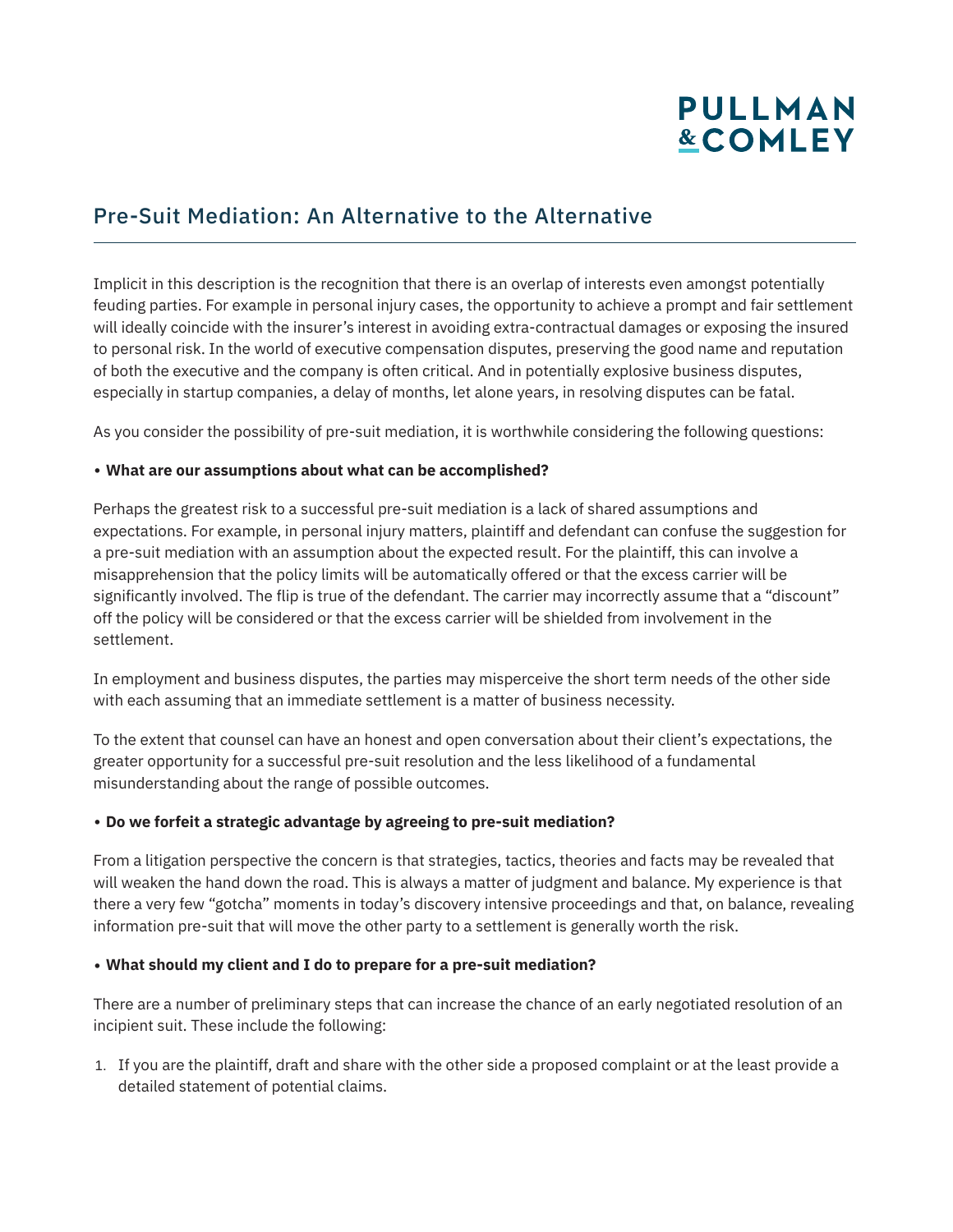# Pre-Suit Mediation: An Alternative to the Alternative

Implicit in this description is the recognition that there is an overlap of interests even amongst potentially feuding parties. For example in personal injury cases, the opportunity to achieve a prompt and fair settlement will ideally coincide with the insurer's interest in avoiding extra-contractual damages or exposing the insured to personal risk. In the world of executive compensation disputes, preserving the good name and reputation of both the executive and the company is often critical. And in potentially explosive business disputes, especially in startup companies, a delay of months, let alone years, in resolving disputes can be fatal.

As you consider the possibility of pre-suit mediation, it is worthwhile considering the following questions:

- **What are our assumptions about what can be accomplished?**

Perhaps the greatest risk to a successful pre-suit mediation is a lack of shared assumptions and expectations. For example, in personal injury matters, plaintiff and defendant can confuse the suggestion for a pre-suit mediation with an assumption about the expected result. For the plaintiff, this can involve a misapprehension that the policy limits will be automatically offered or that the excess carrier will be significantly involved. The flip is true of the defendant. The carrier may incorrectly assume that a "discount" off the policy will be considered or that the excess carrier will be shielded from involvement in the settlement.

In employment and business disputes, the parties may misperceive the short term needs of the other side with each assuming that an immediate settlement is a matter of business necessity.

To the extent that counsel can have an honest and open conversation about their client's expectations, the greater opportunity for a successful pre-suit resolution and the less likelihood of a fundamental misunderstanding about the range of possible outcomes.

- **Do we forfeit a strategic advantage by agreeing to pre-suit mediation?**

From a litigation perspective the concern is that strategies, tactics, theories and facts may be revealed that will weaken the hand down the road. This is always a matter of judgment and balance. My experience is that there a very few "gotcha" moments in today's discovery intensive proceedings and that, on balance, revealing information pre-suit that will move the other party to a settlement is generally worth the risk.

- **What should my client and I do to prepare for a pre-suit mediation?**

There are a number of preliminary steps that can increase the chance of an early negotiated resolution of an incipient suit. These include the following:

1. If you are the plaintiff, draft and share with the other side a proposed complaint or at the least provide a detailed statement of potential claims.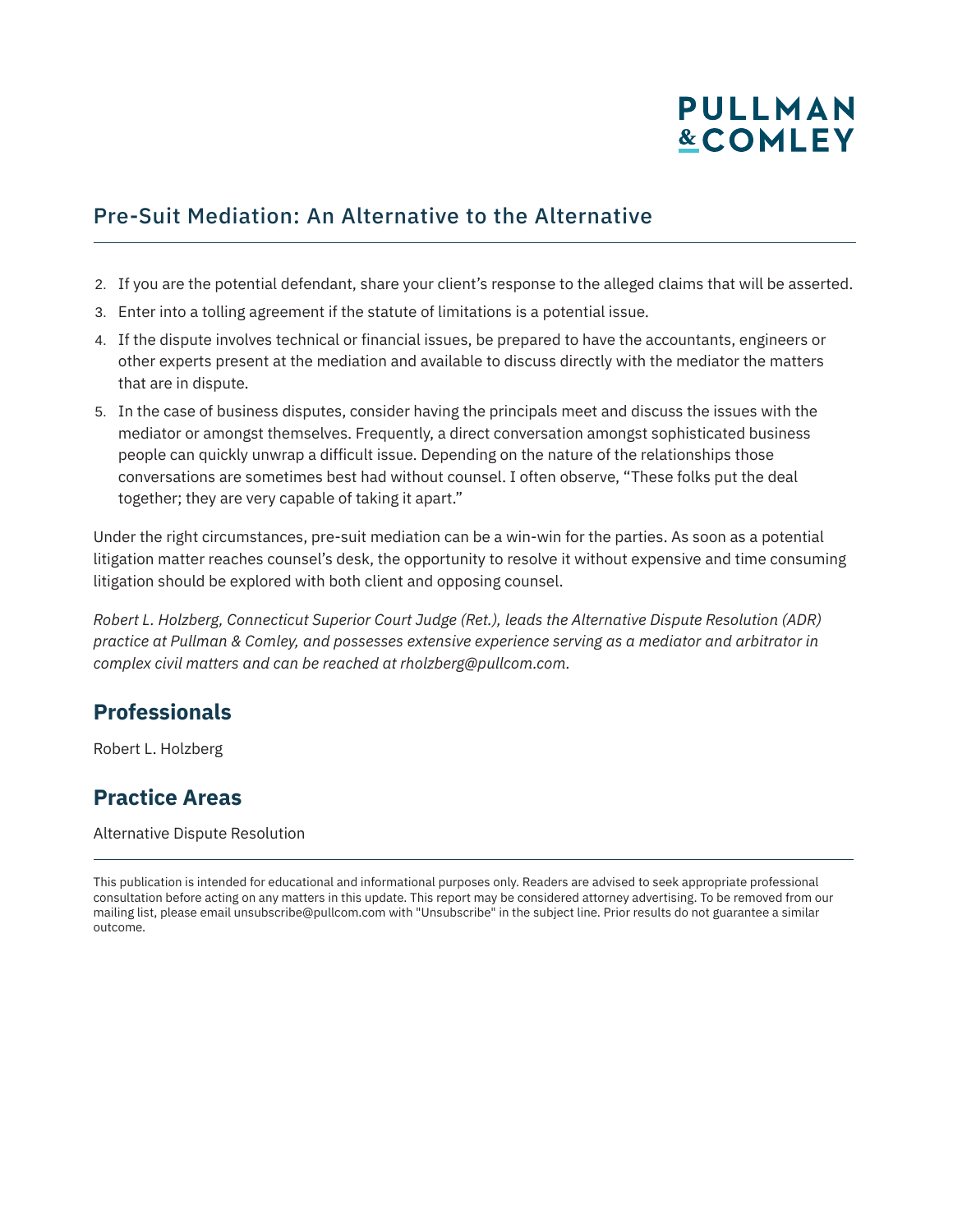2. If you are the potential defendant, share your client's response to the alleged claims that will be asserted.
3. Enter into a tolling agreement if the statute of limitations is a potential issue.
4. If the dispute involves technical or financial issues, be prepared to have the accountants, engineers or other experts present at the mediation and available to discuss directly with the mediator the matters that are in dispute.
5. In the case of business disputes, consider having the principals meet and discuss the issues with the mediator or amongst themselves. Frequently, a direct conversation amongst sophisticated business people can quickly unwrap a difficult issue. Depending on the nature of the relationships those conversations are sometimes best had without counsel. I often observe, "These folks put the deal together; they are very capable of taking it apart."

Under the right circumstances, pre-suit mediation can be a win-win for the parties. As soon as a potential litigation matter reaches counsel's desk, the opportunity to resolve it without expensive and time consuming litigation should be explored with both client and opposing counsel.

*Robert L. Holzberg, Connecticut Superior Court Judge (Ret.), leads the Alternative Dispute Resolution (ADR) practice at Pullman & Comley, and possesses extensive experience serving as a mediator and arbitrator in complex civil matters and can be reached at rholzberg@pullcom.com.*

## Professionals

Robert L. Holzberg

## Practice Areas

Alternative Dispute Resolution

This publication is intended for educational and informational purposes only. Readers are advised to seek appropriate professional consultation before acting on any matters in this update. This report may be considered attorney advertising. To be removed from our mailing list, please email unsubscribe@pullcom.com with "Unsubscribe" in the subject line. Prior results do not guarantee a similar outcome.